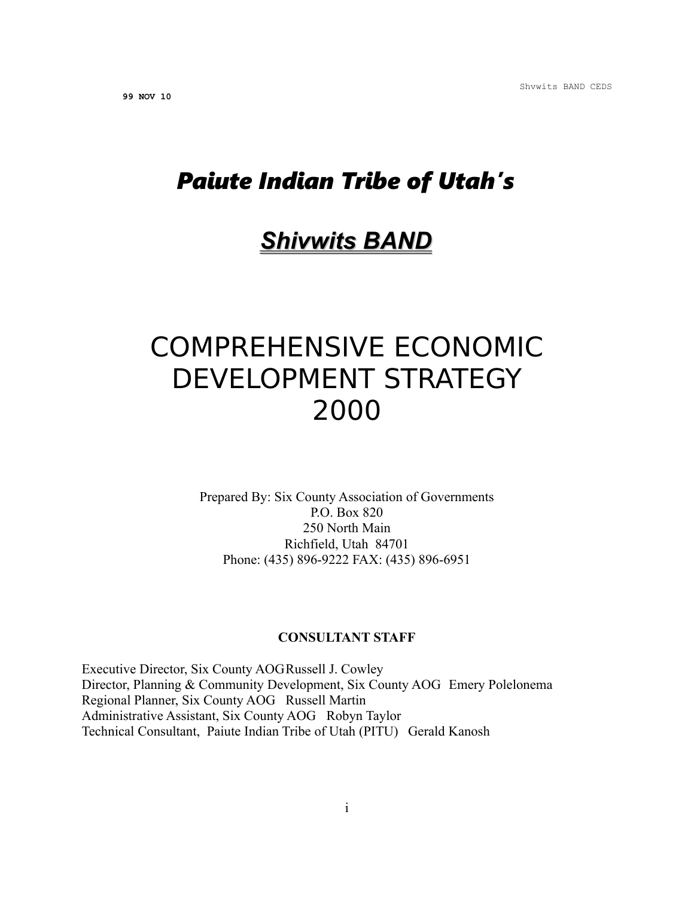99 NOV 10

# *Paiute Indian Tribe of Utah's*

# *Shivwits BAND*

# COMPREHENSIVE ECONOMIC DEVELOPMENT STRATEGY 2000

Prepared By: Six County Association of Governments
P.O. Box 820
250 North Main
Richfield, Utah 84701
Phone: (435) 896-9222 FAX: (435) 896-6951

**CONSULTANT STAFF**

Executive Director, Six County AOG Russell J. Cowley
Director, Planning & Community Development, Six County AOG Emery Polelonema
Regional Planner, Six County AOG Russell Martin
Administrative Assistant, Six County AOG Robyn Taylor
Technical Consultant, Paiute Indian Tribe of Utah (PITU) Gerald Kanosh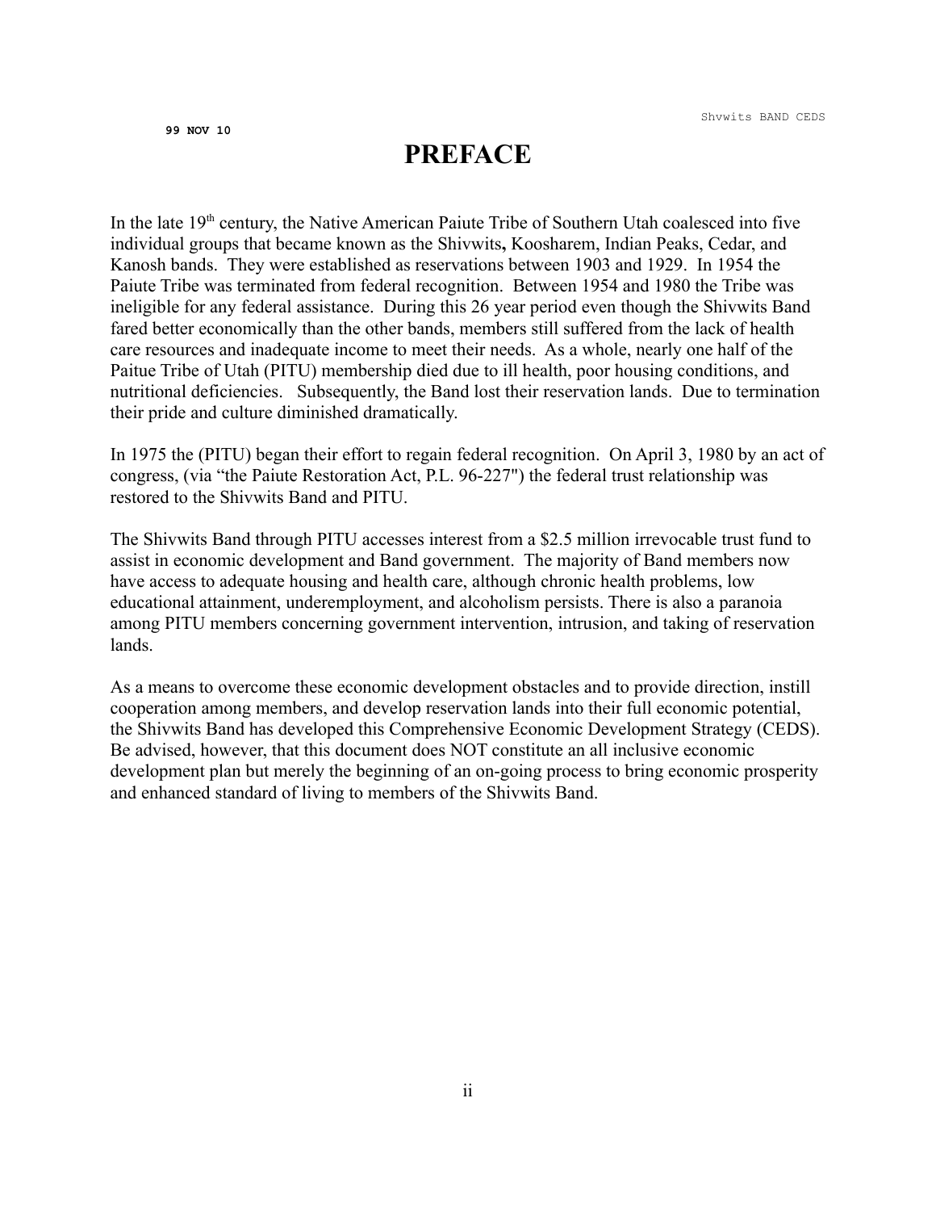# PREFACE

In the late 19th century, the Native American Paiute Tribe of Southern Utah coalesced into five individual groups that became known as the Shivwits**,** Koosharem, Indian Peaks, Cedar, and Kanosh bands. They were established as reservations between 1903 and 1929. In 1954 the Paiute Tribe was terminated from federal recognition. Between 1954 and 1980 the Tribe was ineligible for any federal assistance. During this 26 year period even though the Shivwits Band fared better economically than the other bands, members still suffered from the lack of health care resources and inadequate income to meet their needs. As a whole, nearly one half of the Paitue Tribe of Utah (PITU) membership died due to ill health, poor housing conditions, and nutritional deficiencies. Subsequently, the Band lost their reservation lands. Due to termination their pride and culture diminished dramatically.

In 1975 the (PITU) began their effort to regain federal recognition. On April 3, 1980 by an act of congress, (via "the Paiute Restoration Act, P.L. 96-227") the federal trust relationship was restored to the Shivwits Band and PITU.

The Shivwits Band through PITU accesses interest from a $2.5 million irrevocable trust fund to assist in economic development and Band government. The majority of Band members now have access to adequate housing and health care, although chronic health problems, low educational attainment, underemployment, and alcoholism persists. There is also a paranoia among PITU members concerning government intervention, intrusion, and taking of reservation lands.

As a means to overcome these economic development obstacles and to provide direction, instill cooperation among members, and develop reservation lands into their full economic potential, the Shivwits Band has developed this Comprehensive Economic Development Strategy (CEDS). Be advised, however, that this document does NOT constitute an all inclusive economic development plan but merely the beginning of an on-going process to bring economic prosperity and enhanced standard of living to members of the Shivwits Band.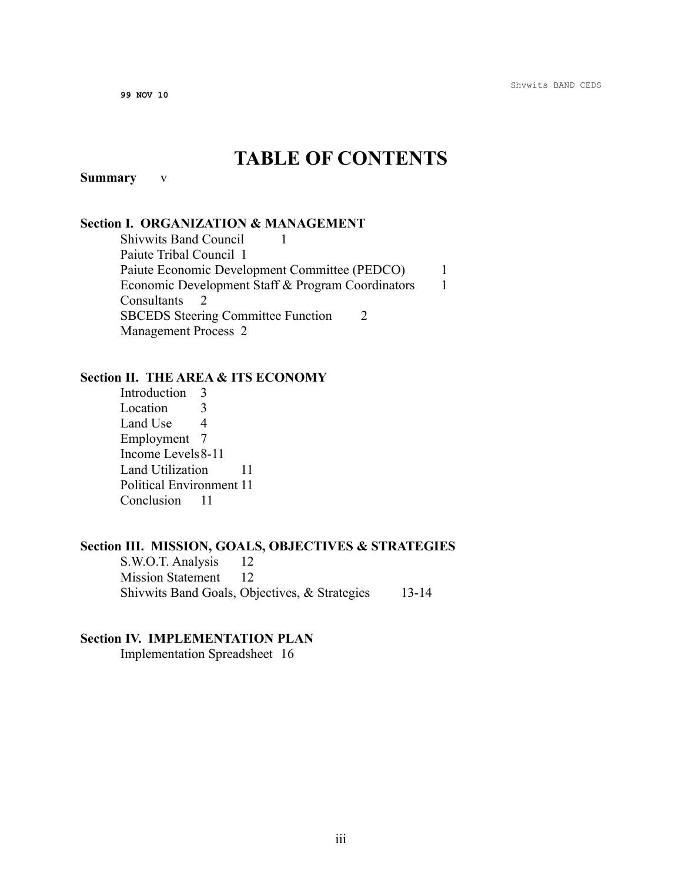99 NOV 10

# TABLE OF CONTENTS

**Summary** v

**Section I. ORGANIZATION & MANAGEMENT**

- Shivwits Band Council 1
- Paiute Tribal Council 1
- Paiute Economic Development Committee (PEDCO) 1
- Economic Development Staff & Program Coordinators 1
- Consultants 2
- SBCEDS Steering Committee Function 2
- Management Process 2

**Section II. THE AREA & ITS ECONOMY**

- Introduction 3
- Location 3
- Land Use 4
- Employment 7
- Income Levels 8-11
- Land Utilization 11
- Political Environment 11
- Conclusion 11

**Section III. MISSION, GOALS, OBJECTIVES & STRATEGIES**

- S.W.O.T. Analysis 12
- Mission Statement 12
- Shivwits Band Goals, Objectives, & Strategies 13-14

**Section IV. IMPLEMENTATION PLAN**

- Implementation Spreadsheet 16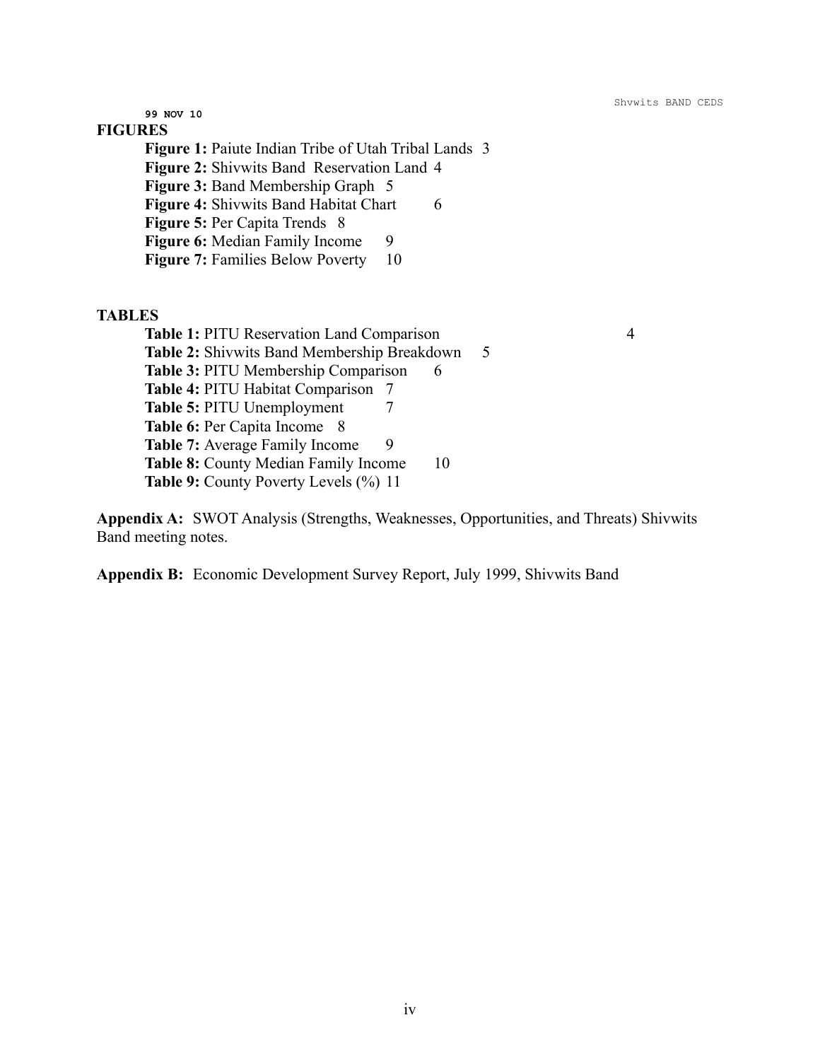99 NOV 10

## FIGURES

**Figure 1:** Paiute Indian Tribe of Utah Tribal Lands 3
**Figure 2:** Shivwits Band Reservation Land 4
**Figure 3:** Band Membership Graph 5
**Figure 4:** Shivwits Band Habitat Chart 6
**Figure 5:** Per Capita Trends 8
**Figure 6:** Median Family Income 9
**Figure 7:** Families Below Poverty 10

## TABLES

**Table 1:** PITU Reservation Land Comparison 4
**Table 2:** Shivwits Band Membership Breakdown 5
**Table 3:** PITU Membership Comparison 6
**Table 4:** PITU Habitat Comparison 7
**Table 5:** PITU Unemployment 7
**Table 6:** Per Capita Income 8
**Table 7:** Average Family Income 9
**Table 8:** County Median Family Income 10
**Table 9:** County Poverty Levels (%) 11

**Appendix A:** SWOT Analysis (Strengths, Weaknesses, Opportunities, and Threats) Shivwits Band meeting notes.

**Appendix B:** Economic Development Survey Report, July 1999, Shivwits Band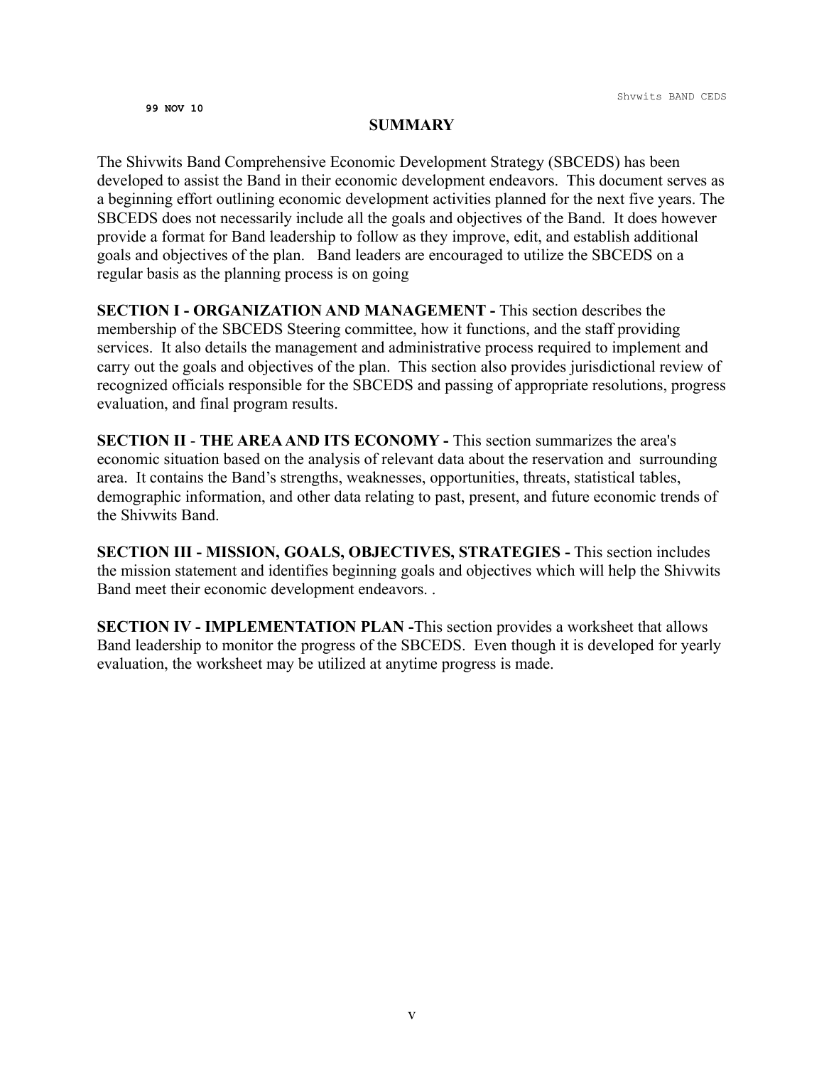## SUMMARY

The Shivwits Band Comprehensive Economic Development Strategy (SBCEDS) has been developed to assist the Band in their economic development endeavors. This document serves as a beginning effort outlining economic development activities planned for the next five years. The SBCEDS does not necessarily include all the goals and objectives of the Band. It does however provide a format for Band leadership to follow as they improve, edit, and establish additional goals and objectives of the plan. Band leaders are encouraged to utilize the SBCEDS on a regular basis as the planning process is on going

**SECTION I - ORGANIZATION AND MANAGEMENT -** This section describes the membership of the SBCEDS Steering committee, how it functions, and the staff providing services. It also details the management and administrative process required to implement and carry out the goals and objectives of the plan. This section also provides jurisdictional review of recognized officials responsible for the SBCEDS and passing of appropriate resolutions, progress evaluation, and final program results.

**SECTION II - THE AREA AND ITS ECONOMY -** This section summarizes the area's economic situation based on the analysis of relevant data about the reservation and surrounding area. It contains the Band's strengths, weaknesses, opportunities, threats, statistical tables, demographic information, and other data relating to past, present, and future economic trends of the Shivwits Band.

**SECTION III - MISSION, GOALS, OBJECTIVES, STRATEGIES -** This section includes the mission statement and identifies beginning goals and objectives which will help the Shivwits Band meet their economic development endeavors. .

**SECTION IV - IMPLEMENTATION PLAN -**This section provides a worksheet that allows Band leadership to monitor the progress of the SBCEDS. Even though it is developed for yearly evaluation, the worksheet may be utilized at anytime progress is made.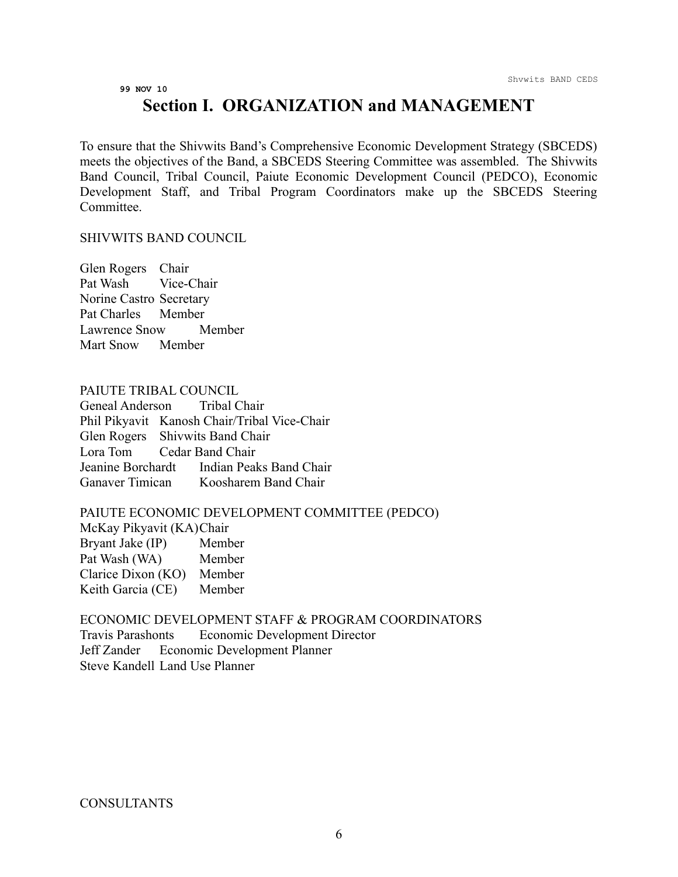99 NOV 10

# Section I. ORGANIZATION and MANAGEMENT

To ensure that the Shivwits Band's Comprehensive Economic Development Strategy (SBCEDS) meets the objectives of the Band, a SBCEDS Steering Committee was assembled. The Shivwits Band Council, Tribal Council, Paiute Economic Development Council (PEDCO), Economic Development Staff, and Tribal Program Coordinators make up the SBCEDS Steering Committee.

SHIVWITS BAND COUNCIL

Glen Rogers Chair
Pat Wash Vice-Chair
Norine Castro Secretary
Pat Charles Member
Lawrence Snow Member
Mart Snow Member

PAIUTE TRIBAL COUNCIL
Geneal Anderson Tribal Chair
Phil Pikyavit Kanosh Chair/Tribal Vice-Chair
Glen Rogers Shivwits Band Chair
Lora Tom Cedar Band Chair
Jeanine Borchardt Indian Peaks Band Chair
Ganaver Timican Koosharem Band Chair

PAIUTE ECONOMIC DEVELOPMENT COMMITTEE (PEDCO)
McKay Pikyavit (KA) Chair
Bryant Jake (IP) Member
Pat Wash (WA) Member
Clarice Dixon (KO) Member
Keith Garcia (CE) Member

ECONOMIC DEVELOPMENT STAFF & PROGRAM COORDINATORS
Travis Parashonts Economic Development Director
Jeff Zander Economic Development Planner
Steve Kandell Land Use Planner

CONSULTANTS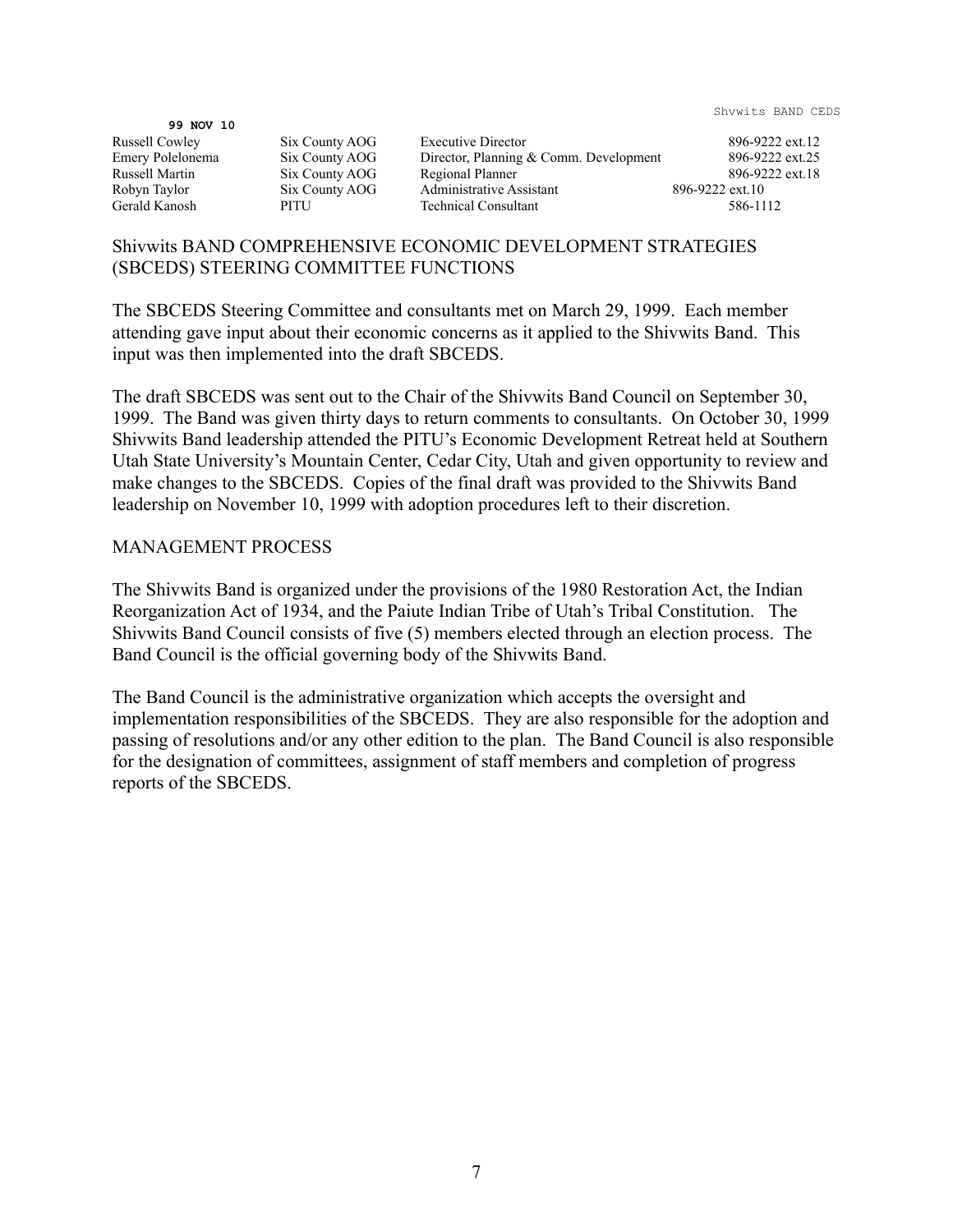**99 NOV 10**

| | | | |
|---|---|---|---|
| Russell Cowley | Six County AOG | Executive Director | 896-9222 ext.12 |
| Emery Polelonema | Six County AOG | Director, Planning & Comm. Development | 896-9222 ext.25 |
| Russell Martin | Six County AOG | Regional Planner | 896-9222 ext.18 |
| Robyn Taylor | Six County AOG | Administrative Assistant | 896-9222 ext.10 |
| Gerald Kanosh | PITU | Technical Consultant | 586-1112 |

## Shivwits BAND COMPREHENSIVE ECONOMIC DEVELOPMENT STRATEGIES (SBCEDS) STEERING COMMITTEE FUNCTIONS

The SBCEDS Steering Committee and consultants met on March 29, 1999. Each member attending gave input about their economic concerns as it applied to the Shivwits Band. This input was then implemented into the draft SBCEDS.

The draft SBCEDS was sent out to the Chair of the Shivwits Band Council on September 30, 1999. The Band was given thirty days to return comments to consultants. On October 30, 1999 Shivwits Band leadership attended the PITU's Economic Development Retreat held at Southern Utah State University's Mountain Center, Cedar City, Utah and given opportunity to review and make changes to the SBCEDS. Copies of the final draft was provided to the Shivwits Band leadership on November 10, 1999 with adoption procedures left to their discretion.

## MANAGEMENT PROCESS

The Shivwits Band is organized under the provisions of the 1980 Restoration Act, the Indian Reorganization Act of 1934, and the Paiute Indian Tribe of Utah's Tribal Constitution. The Shivwits Band Council consists of five (5) members elected through an election process. The Band Council is the official governing body of the Shivwits Band.

The Band Council is the administrative organization which accepts the oversight and implementation responsibilities of the SBCEDS. They are also responsible for the adoption and passing of resolutions and/or any other edition to the plan. The Band Council is also responsible for the designation of committees, assignment of staff members and completion of progress reports of the SBCEDS.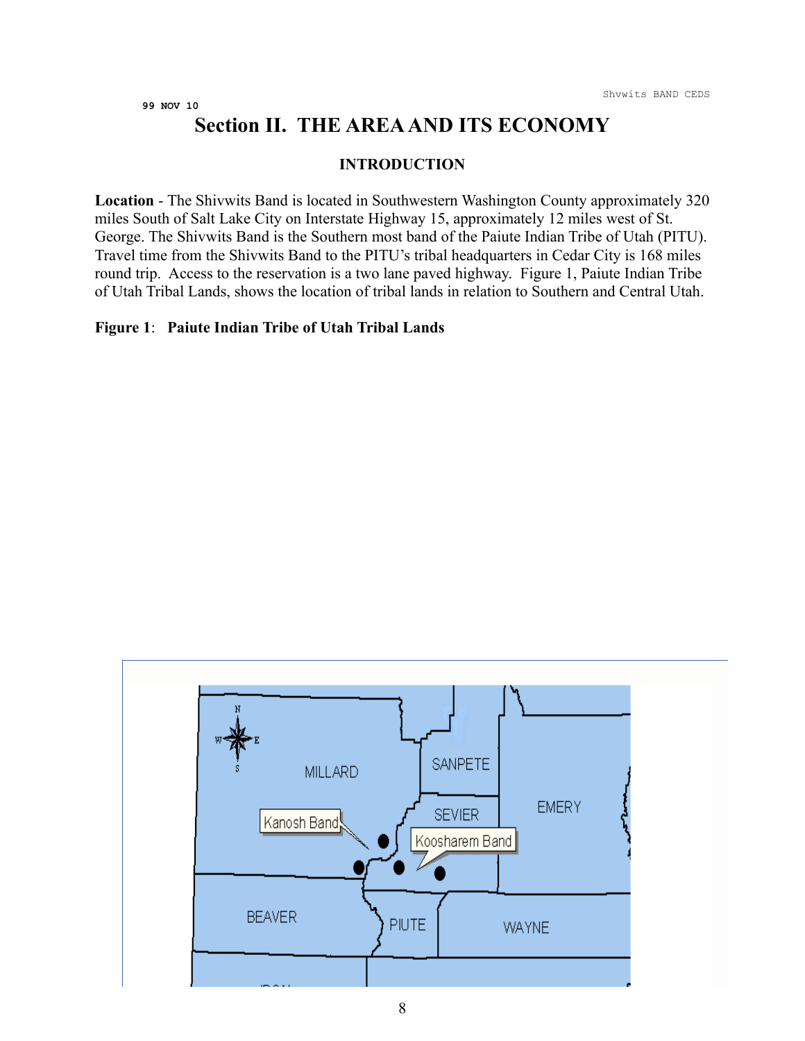99 NOV 10

# Section II. THE AREA AND ITS ECONOMY

## INTRODUCTION

**Location** - The Shivwits Band is located in Southwestern Washington County approximately 320 miles South of Salt Lake City on Interstate Highway 15, approximately 12 miles west of St. George. The Shivwits Band is the Southern most band of the Paiute Indian Tribe of Utah (PITU). Travel time from the Shivwits Band to the PITU's tribal headquarters in Cedar City is 168 miles round trip. Access to the reservation is a two lane paved highway. Figure 1, Paiute Indian Tribe of Utah Tribal Lands, shows the location of tribal lands in relation to Southern and Central Utah.

**Figure 1**: **Paiute Indian Tribe of Utah Tribal Lands**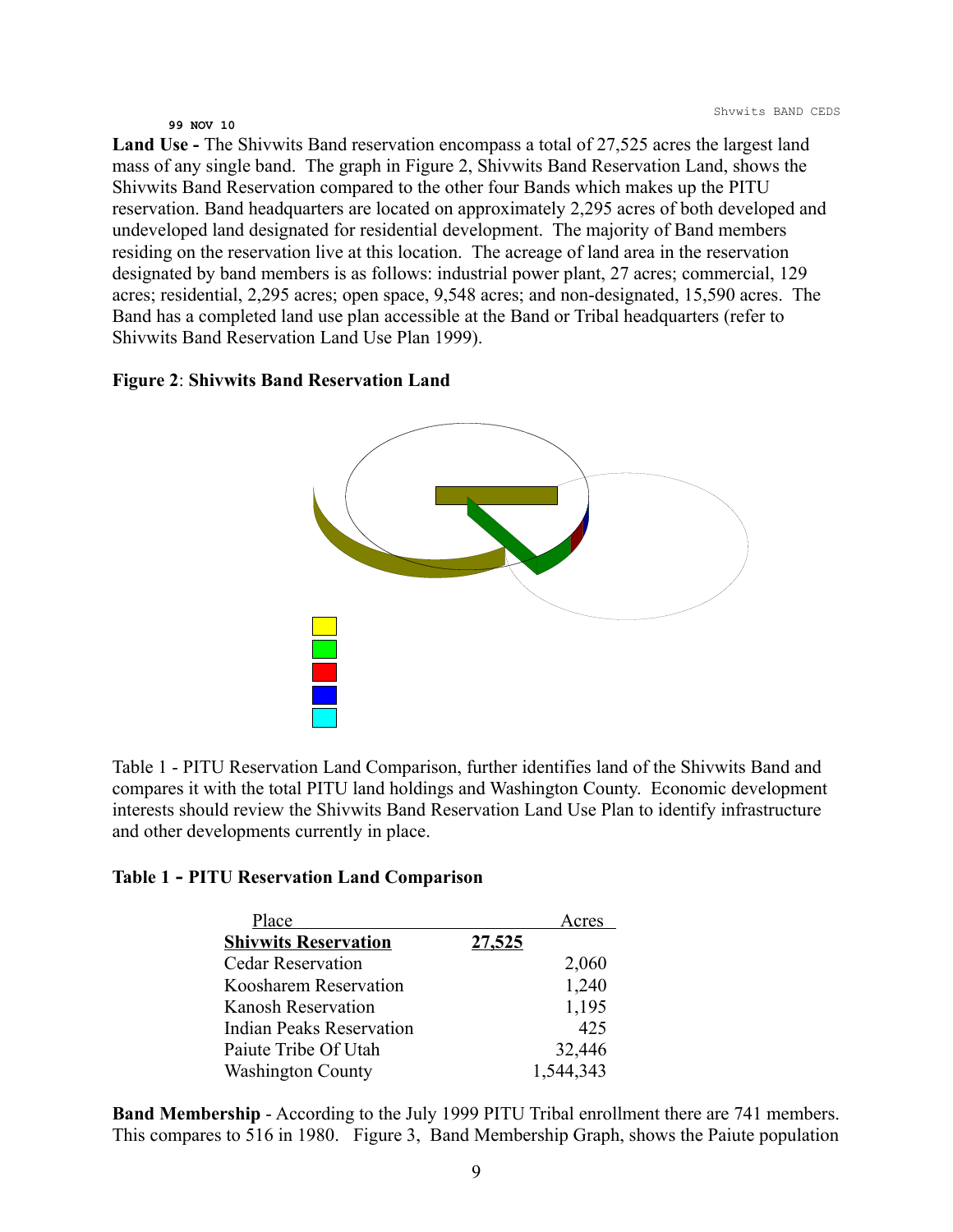99 NOV 10

**Land Use -** The Shivwits Band reservation encompass a total of 27,525 acres the largest land mass of any single band. The graph in Figure 2, Shivwits Band Reservation Land, shows the Shivwits Band Reservation compared to the other four Bands which makes up the PITU reservation. Band headquarters are located on approximately 2,295 acres of both developed and undeveloped land designated for residential development. The majority of Band members residing on the reservation live at this location. The acreage of land area in the reservation designated by band members is as follows: industrial power plant, 27 acres; commercial, 129 acres; residential, 2,295 acres; open space, 9,548 acres; and non-designated, 15,590 acres. The Band has a completed land use plan accessible at the Band or Tribal headquarters (refer to Shivwits Band Reservation Land Use Plan 1999).

**Figure 2**: **Shivwits Band Reservation Land**

Table 1 - PITU Reservation Land Comparison, further identifies land of the Shivwits Band and compares it with the total PITU land holdings and Washington County. Economic development interests should review the Shivwits Band Reservation Land Use Plan to identify infrastructure and other developments currently in place.

**Table 1 - PITU Reservation Land Comparison**

| Place | Acres |
|---|---|
| **Shivwits Reservation** | **27,525** |
| Cedar Reservation | 2,060 |
| Koosharem Reservation | 1,240 |
| Kanosh Reservation | 1,195 |
| Indian Peaks Reservation | 425 |
| Paiute Tribe Of Utah | 32,446 |
| Washington County | 1,544,343 |

**Band Membership** - According to the July 1999 PITU Tribal enrollment there are 741 members. This compares to 516 in 1980. Figure 3, Band Membership Graph, shows the Paiute population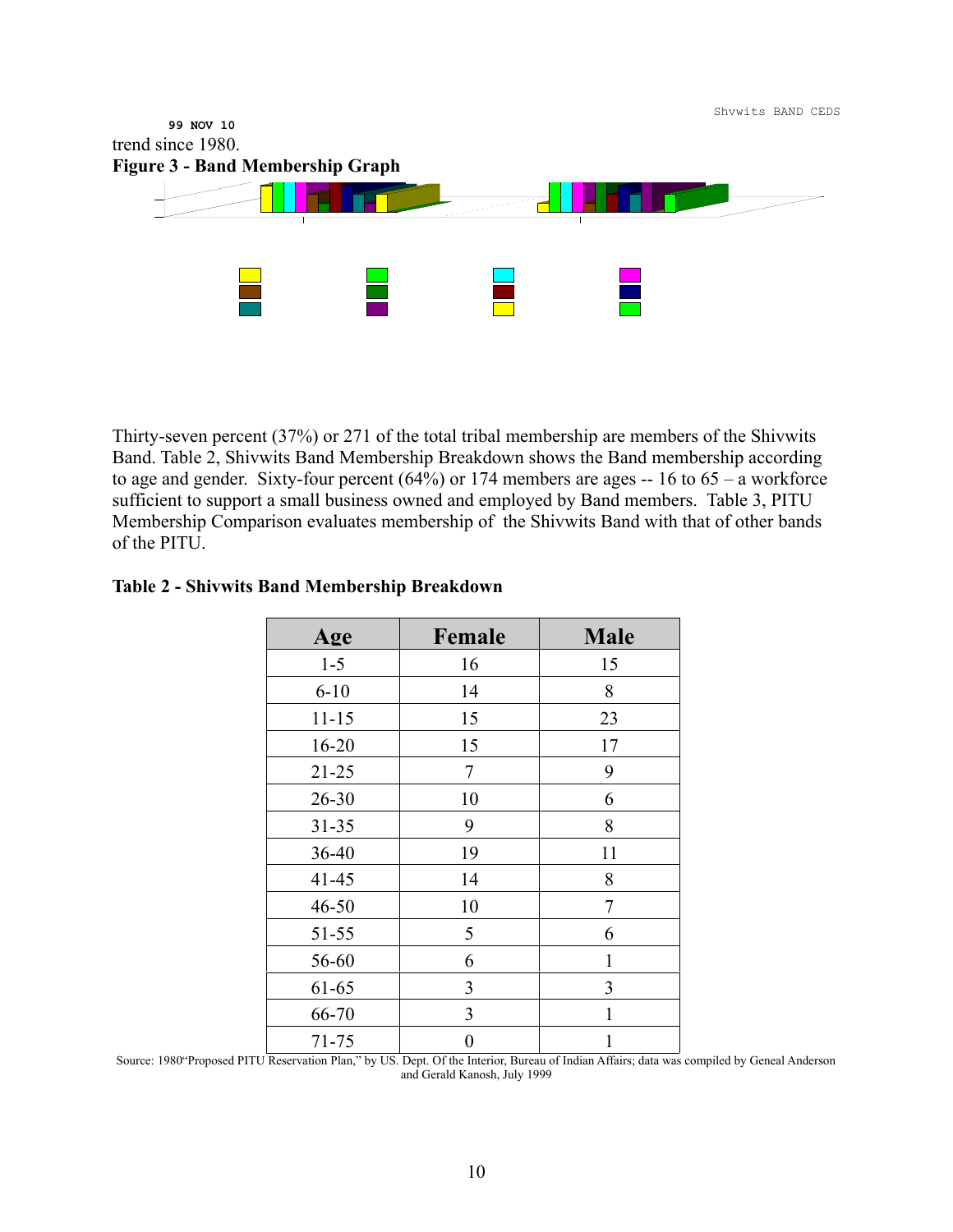trend since 1980.

**Figure 3 - Band Membership Graph**

Thirty-seven percent (37%) or 271 of the total tribal membership are members of the Shivwits Band. Table 2, Shivwits Band Membership Breakdown shows the Band membership according to age and gender. Sixty-four percent (64%) or 174 members are ages -- 16 to 65 – a workforce sufficient to support a small business owned and employed by Band members. Table 3, PITU Membership Comparison evaluates membership of the Shivwits Band with that of other bands of the PITU.

**Table 2 - Shivwits Band Membership Breakdown**

| Age | Female | Male |
|---|---|---|
| 1-5 | 16 | 15 |
| 6-10 | 14 | 8 |
| 11-15 | 15 | 23 |
| 16-20 | 15 | 17 |
| 21-25 | 7 | 9 |
| 26-30 | 10 | 6 |
| 31-35 | 9 | 8 |
| 36-40 | 19 | 11 |
| 41-45 | 14 | 8 |
| 46-50 | 10 | 7 |
| 51-55 | 5 | 6 |
| 56-60 | 6 | 1 |
| 61-65 | 3 | 3 |
| 66-70 | 3 | 1 |
| 71-75 | 0 | 1 |

Source: 1980"Proposed PITU Reservation Plan," by US. Dept. Of the Interior, Bureau of Indian Affairs; data was compiled by Geneal Anderson and Gerald Kanosh, July 1999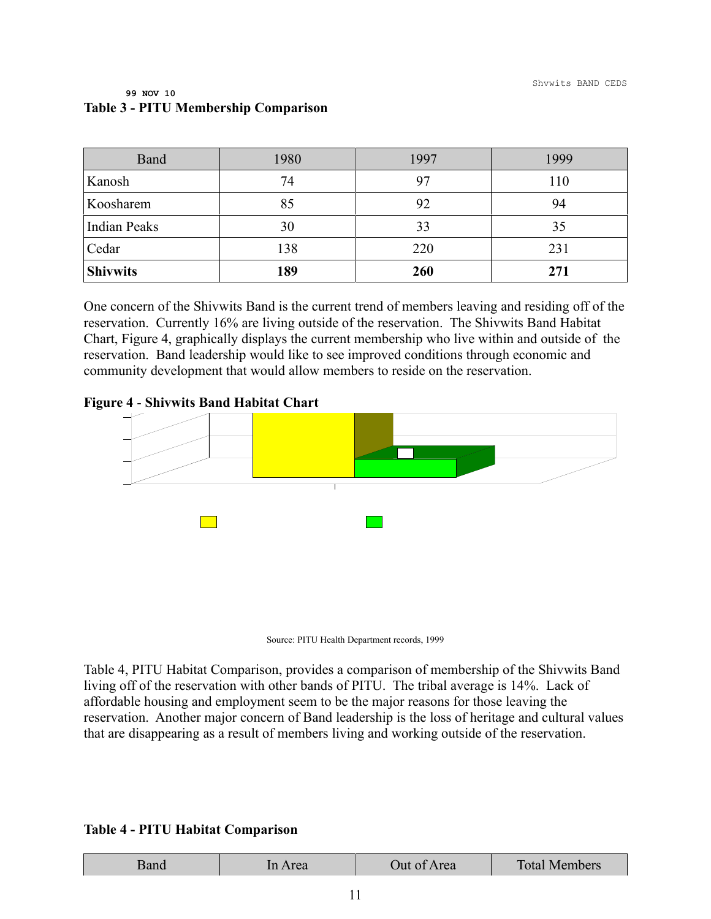99 NOV 10

**Table 3 - PITU Membership Comparison**

| Band | 1980 | 1997 | 1999 |
|---|---|---|---|
| Kanosh | 74 | 97 | 110 |
| Koosharem | 85 | 92 | 94 |
| Indian Peaks | 30 | 33 | 35 |
| Cedar | 138 | 220 | 231 |
| **Shivwits** | **189** | **260** | **271** |

One concern of the Shivwits Band is the current trend of members leaving and residing off of the reservation. Currently 16% are living outside of the reservation. The Shivwits Band Habitat Chart, Figure 4, graphically displays the current membership who live within and outside of the reservation. Band leadership would like to see improved conditions through economic and community development that would allow members to reside on the reservation.

**Figure 4** - **Shivwits Band Habitat Chart**

Source: PITU Health Department records, 1999

Table 4, PITU Habitat Comparison, provides a comparison of membership of the Shivwits Band living off of the reservation with other bands of PITU. The tribal average is 14%. Lack of affordable housing and employment seem to be the major reasons for those leaving the reservation. Another major concern of Band leadership is the loss of heritage and cultural values that are disappearing as a result of members living and working outside of the reservation.

**Table 4 - PITU Habitat Comparison**

| Band | In Area | Out of Area | Total Members |
|---|---|---|---|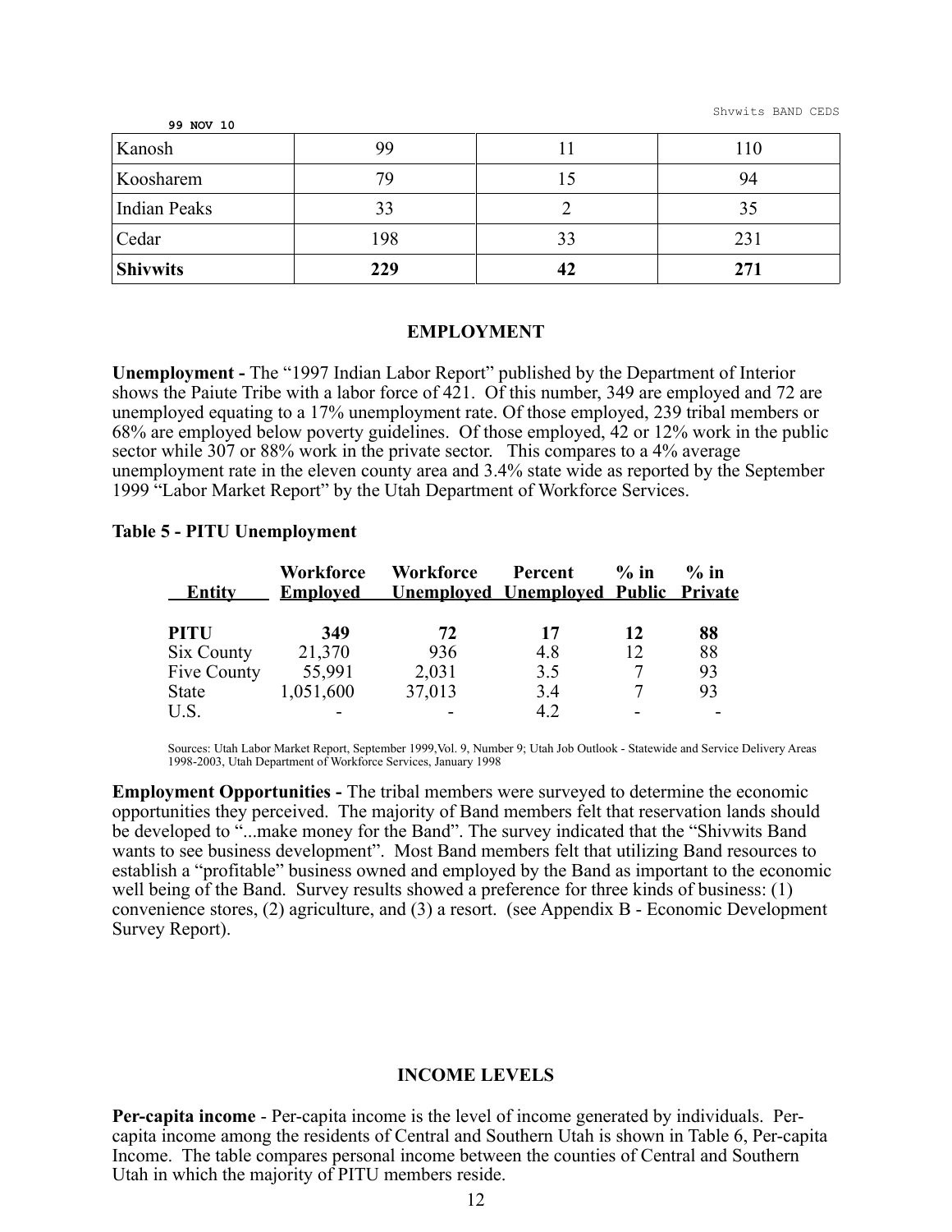| Kanosh | 99 | 11 | 110 |
|---|---|---|---|
| Koosharem | 79 | 15 | 94 |
| Indian Peaks | 33 | 2 | 35 |
| Cedar | 198 | 33 | 231 |
| **Shivwits** | **229** | **42** | **271** |

## EMPLOYMENT

**Unemployment -** The "1997 Indian Labor Report" published by the Department of Interior shows the Paiute Tribe with a labor force of 421. Of this number, 349 are employed and 72 are unemployed equating to a 17% unemployment rate. Of those employed, 239 tribal members or 68% are employed below poverty guidelines. Of those employed, 42 or 12% work in the public sector while 307 or 88% work in the private sector. This compares to a 4% average unemployment rate in the eleven county area and 3.4% state wide as reported by the September 1999 "Labor Market Report" by the Utah Department of Workforce Services.

**Table 5 - PITU Unemployment**

| Entity | Workforce Employed | Workforce Unemployed | Percent Unemployed | % in Public | % in Private |
|---|---|---|---|---|---|
| **PITU** | **349** | **72** | **17** | **12** | **88** |
| Six County | 21,370 | 936 | 4.8 | 12 | 88 |
| Five County | 55,991 | 2,031 | 3.5 | 7 | 93 |
| State | 1,051,600 | 37,013 | 3.4 | 7 | 93 |
| U.S. | - | - | 4.2 | - | - |

Sources: Utah Labor Market Report, September 1999,Vol. 9, Number 9; Utah Job Outlook - Statewide and Service Delivery Areas 1998-2003, Utah Department of Workforce Services, January 1998

**Employment Opportunities -** The tribal members were surveyed to determine the economic opportunities they perceived. The majority of Band members felt that reservation lands should be developed to "...make money for the Band". The survey indicated that the "Shivwits Band wants to see business development". Most Band members felt that utilizing Band resources to establish a "profitable" business owned and employed by the Band as important to the economic well being of the Band. Survey results showed a preference for three kinds of business: (1) convenience stores, (2) agriculture, and (3) a resort. (see Appendix B - Economic Development Survey Report).

## INCOME LEVELS

**Per-capita income** - Per-capita income is the level of income generated by individuals. Per-capita income among the residents of Central and Southern Utah is shown in Table 6, Per-capita Income. The table compares personal income between the counties of Central and Southern Utah in which the majority of PITU members reside.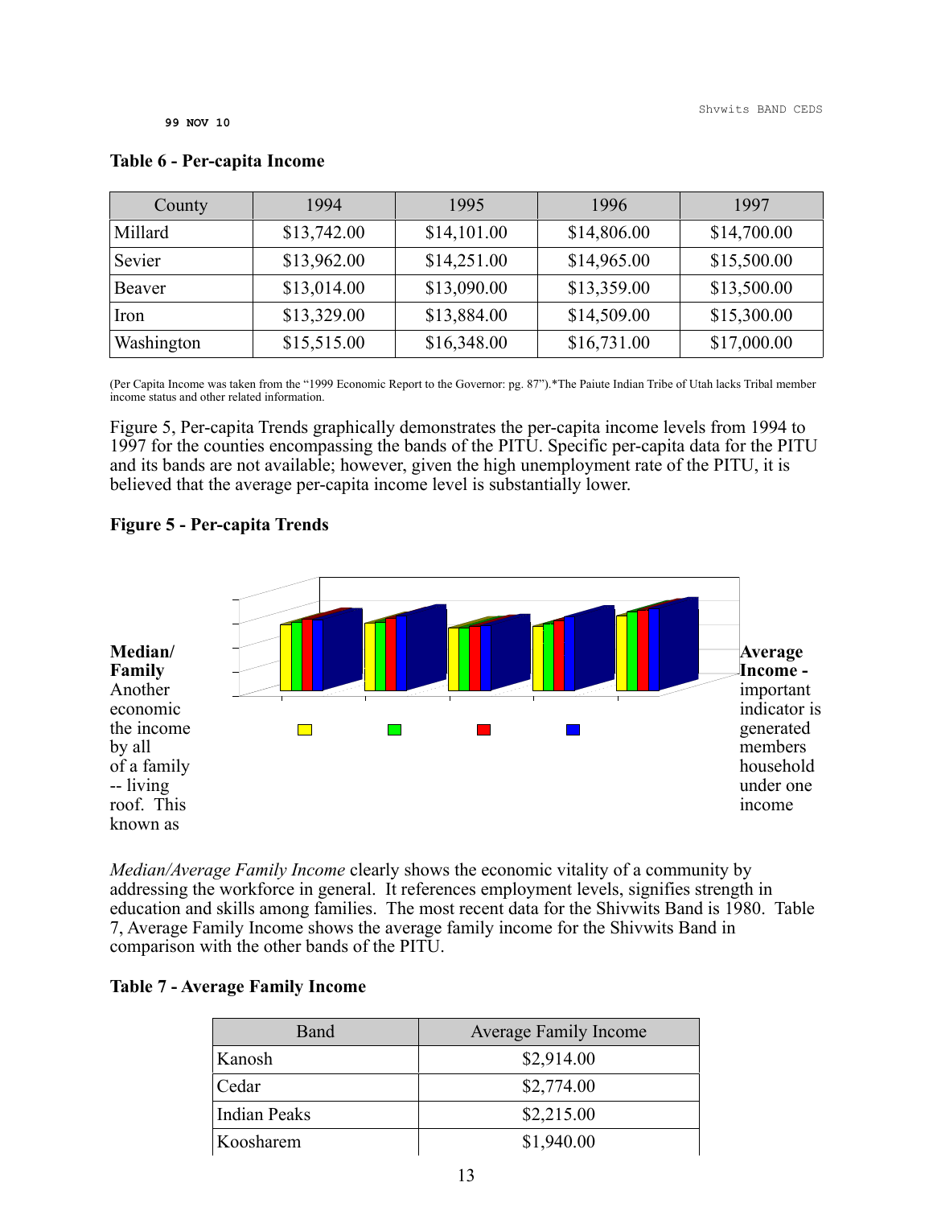**Table 6 - Per-capita Income**

| County | 1994 | 1995 | 1996 | 1997 |
|---|---|---|---|---|
| Millard | $13,742.00 | $14,101.00 | $14,806.00 | $14,700.00 |
| Sevier | $13,962.00 | $14,251.00 | $14,965.00 | $15,500.00 |
| Beaver | $13,014.00 | $13,090.00 | $13,359.00 | $13,500.00 |
| Iron | $13,329.00 | $13,884.00 | $14,509.00 | $15,300.00 |
| Washington | $15,515.00 | $16,348.00 | $16,731.00 | $17,000.00 |

(Per Capita Income was taken from the "1999 Economic Report to the Governor: pg. 87").*The Paiute Indian Tribe of Utah lacks Tribal member income status and other related information.

Figure 5, Per-capita Trends graphically demonstrates the per-capita income levels from 1994 to 1997 for the counties encompassing the bands of the PITU. Specific per-capita data for the PITU and its bands are not available; however, given the high unemployment rate of the PITU, it is believed that the average per-capita income level is substantially lower.

**Figure 5 - Per-capita Trends**

**Median/Average Income -** Another important economic indicator is the income generated by all members of a family household -- living under one roof. This income known as *Median/Average Family Income* clearly shows the economic vitality of a community by addressing the workforce in general. It references employment levels, signifies strength in education and skills among families. The most recent data for the Shivwits Band is 1980. Table 7, Average Family Income shows the average family income for the Shivwits Band in comparison with the other bands of the PITU.

**Table 7 - Average Family Income**

| Band | Average Family Income |
|---|---|
| Kanosh | $2,914.00 |
| Cedar | $2,774.00 |
| Indian Peaks | $2,215.00 |
| Koosharem | $1,940.00 |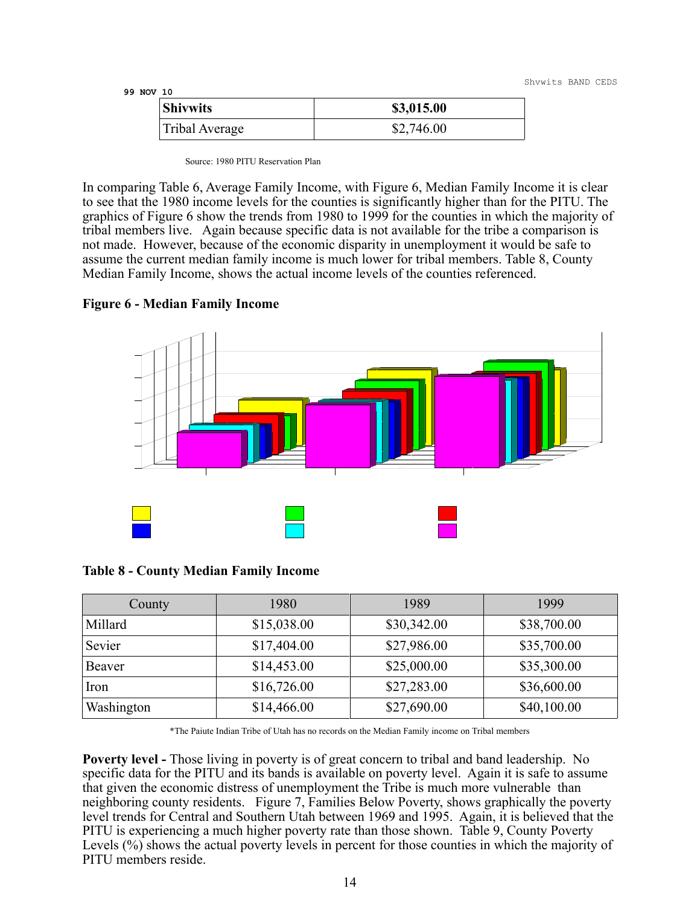| Shivwits | $3,015.00 |
|---|---|
| Tribal Average | $2,746.00 |

Source: 1980 PITU Reservation Plan

In comparing Table 6, Average Family Income, with Figure 6, Median Family Income it is clear to see that the 1980 income levels for the counties is significantly higher than for the PITU. The graphics of Figure 6 show the trends from 1980 to 1999 for the counties in which the majority of tribal members live. Again because specific data is not available for the tribe a comparison is not made. However, because of the economic disparity in unemployment it would be safe to assume the current median family income is much lower for tribal members. Table 8, County Median Family Income, shows the actual income levels of the counties referenced.

**Figure 6 - Median Family Income**

**Table 8 - County Median Family Income**

| County | 1980 | 1989 | 1999 |
|---|---|---|---|
| Millard | $15,038.00 | $30,342.00 | $38,700.00 |
| Sevier | $17,404.00 | $27,986.00 | $35,700.00 |
| Beaver | $14,453.00 | $25,000.00 | $35,300.00 |
| Iron | $16,726.00 | $27,283.00 | $36,600.00 |
| Washington | $14,466.00 | $27,690.00 | $40,100.00 |

*The Paiute Indian Tribe of Utah has no records on the Median Family income on Tribal members

**Poverty level -** Those living in poverty is of great concern to tribal and band leadership. No specific data for the PITU and its bands is available on poverty level. Again it is safe to assume that given the economic distress of unemployment the Tribe is much more vulnerable than neighboring county residents. Figure 7, Families Below Poverty, shows graphically the poverty level trends for Central and Southern Utah between 1969 and 1995. Again, it is believed that the PITU is experiencing a much higher poverty rate than those shown. Table 9, County Poverty Levels (%) shows the actual poverty levels in percent for those counties in which the majority of PITU members reside.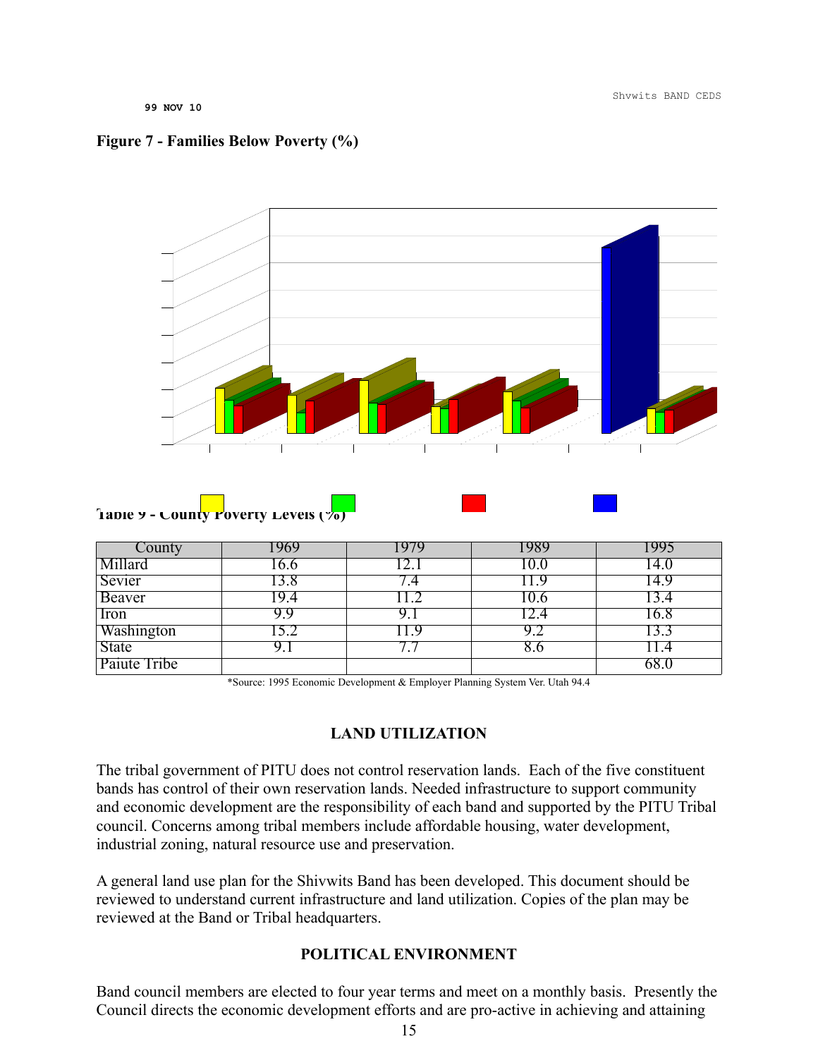99 NOV 10

**Figure 7 - Families Below Poverty (%)**

**Table 9 - County Poverty Levels (%)**

| County | 1969 | 1979 | 1989 | 1995 |
|---|---|---|---|---|
| Millard | 16.6 | 12.1 | 10.0 | 14.0 |
| Sevier | 13.8 | 7.4 | 11.9 | 14.9 |
| Beaver | 19.4 | 11.2 | 10.6 | 13.4 |
| Iron | 9.9 | 9.1 | 12.4 | 16.8 |
| Washington | 15.2 | 11.9 | 9.2 | 13.3 |
| State | 9.1 | 7.7 | 8.6 | 11.4 |
| Paiute Tribe | | | | 68.0 |

*Source: 1995 Economic Development & Employer Planning System Ver. Utah 94.4

## LAND UTILIZATION

The tribal government of PITU does not control reservation lands. Each of the five constituent bands has control of their own reservation lands. Needed infrastructure to support community and economic development are the responsibility of each band and supported by the PITU Tribal council. Concerns among tribal members include affordable housing, water development, industrial zoning, natural resource use and preservation.

A general land use plan for the Shivwits Band has been developed. This document should be reviewed to understand current infrastructure and land utilization. Copies of the plan may be reviewed at the Band or Tribal headquarters.

## POLITICAL ENVIRONMENT

Band council members are elected to four year terms and meet on a monthly basis. Presently the Council directs the economic development efforts and are pro-active in achieving and attaining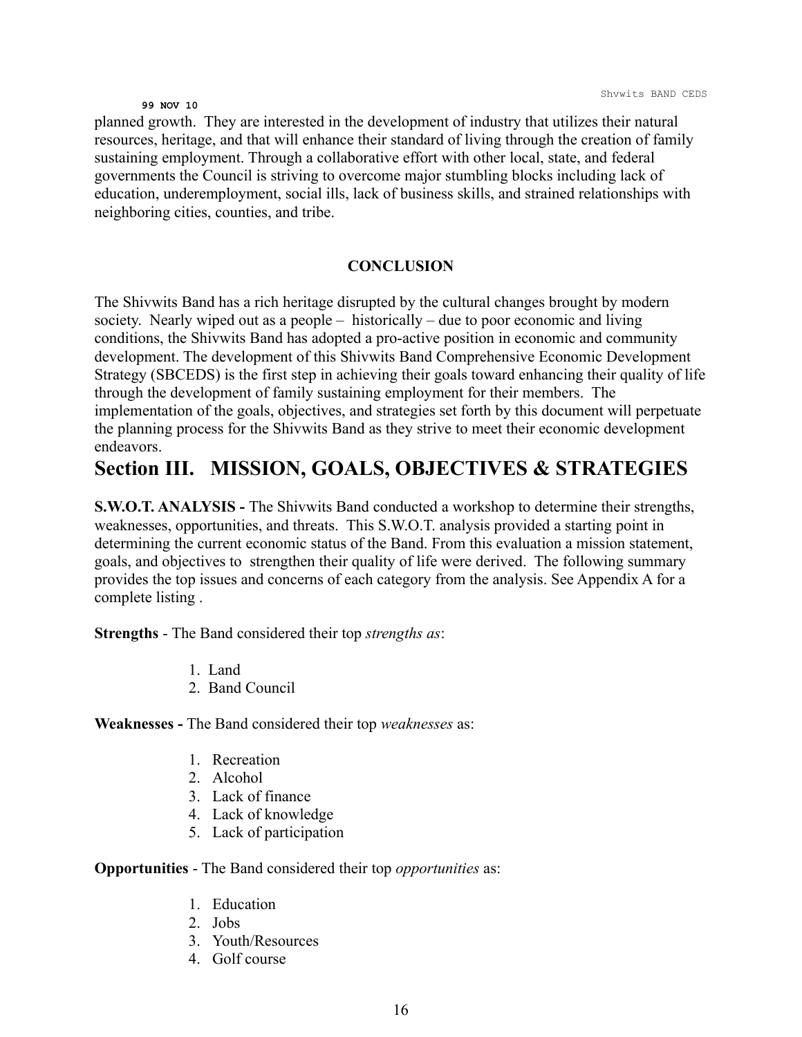planned growth. They are interested in the development of industry that utilizes their natural resources, heritage, and that will enhance their standard of living through the creation of family sustaining employment. Through a collaborative effort with other local, state, and federal governments the Council is striving to overcome major stumbling blocks including lack of education, underemployment, social ills, lack of business skills, and strained relationships with neighboring cities, counties, and tribe.

**CONCLUSION**

The Shivwits Band has a rich heritage disrupted by the cultural changes brought by modern society. Nearly wiped out as a people – historically – due to poor economic and living conditions, the Shivwits Band has adopted a pro-active position in economic and community development. The development of this Shivwits Band Comprehensive Economic Development Strategy (SBCEDS) is the first step in achieving their goals toward enhancing their quality of life through the development of family sustaining employment for their members. The implementation of the goals, objectives, and strategies set forth by this document will perpetuate the planning process for the Shivwits Band as they strive to meet their economic development endeavors.

# Section III. MISSION, GOALS, OBJECTIVES & STRATEGIES

**S.W.O.T. ANALYSIS -** The Shivwits Band conducted a workshop to determine their strengths, weaknesses, opportunities, and threats. This S.W.O.T. analysis provided a starting point in determining the current economic status of the Band. From this evaluation a mission statement, goals, and objectives to strengthen their quality of life were derived. The following summary provides the top issues and concerns of each category from the analysis. See Appendix A for a complete listing .

**Strengths** - The Band considered their top *strengths as*:

1. Land
2. Band Council

**Weaknesses -** The Band considered their top *weaknesses* as:

1. Recreation
2. Alcohol
3. Lack of finance
4. Lack of knowledge
5. Lack of participation

**Opportunities** - The Band considered their top *opportunities* as:

1. Education
2. Jobs
3. Youth/Resources
4. Golf course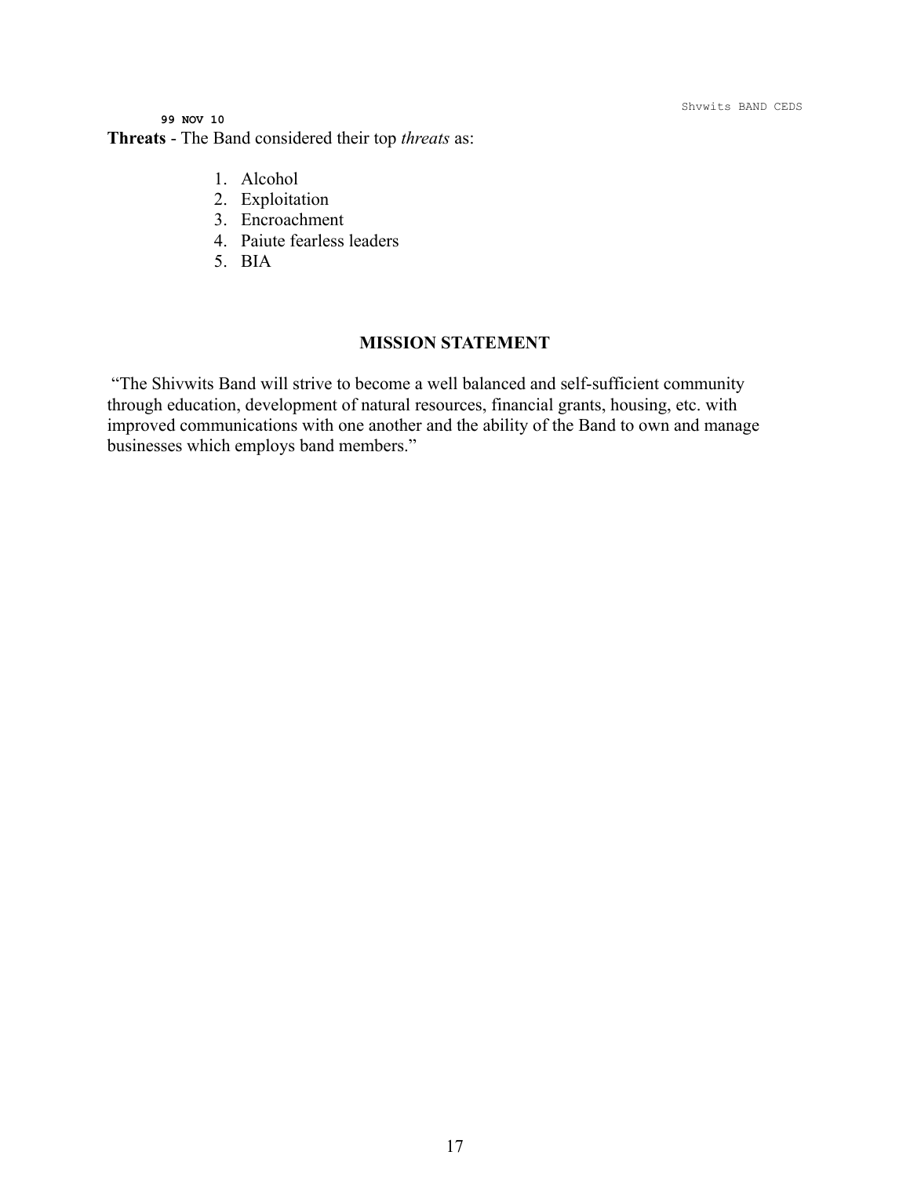99 NOV 10

**Threats** - The Band considered their top *threats* as:

1. Alcohol
2. Exploitation
3. Encroachment
4. Paiute fearless leaders
5. BIA

## MISSION STATEMENT

"The Shivwits Band will strive to become a well balanced and self-sufficient community through education, development of natural resources, financial grants, housing, etc. with improved communications with one another and the ability of the Band to own and manage businesses which employs band members."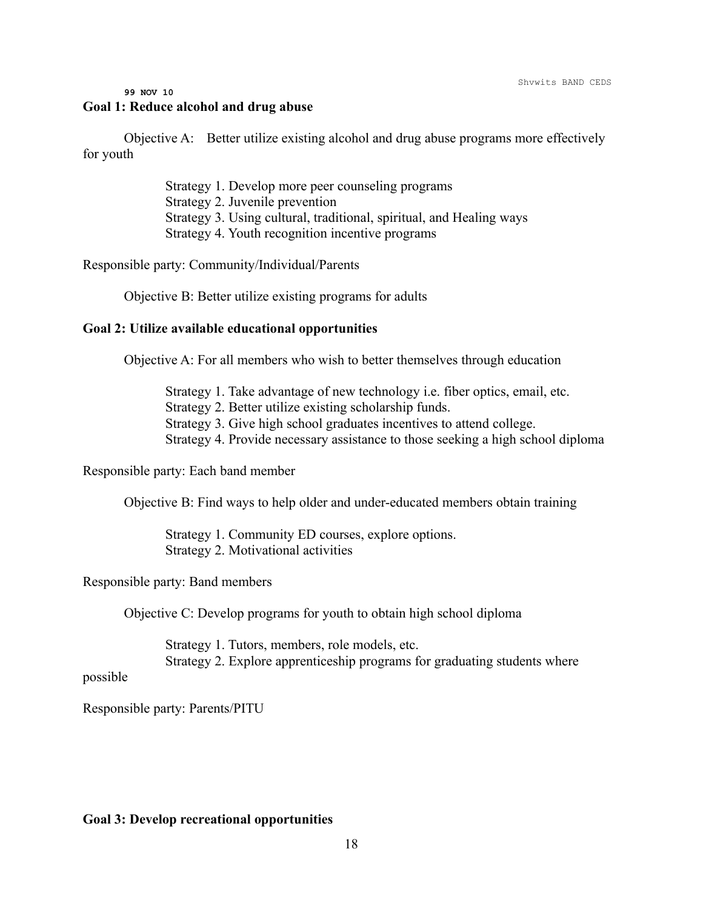99 NOV 10

**Goal 1: Reduce alcohol and drug abuse**

Objective A: Better utilize existing alcohol and drug abuse programs more effectively for youth

- Strategy 1. Develop more peer counseling programs
- Strategy 2. Juvenile prevention
- Strategy 3. Using cultural, traditional, spiritual, and Healing ways
- Strategy 4. Youth recognition incentive programs

Responsible party: Community/Individual/Parents

Objective B: Better utilize existing programs for adults

**Goal 2: Utilize available educational opportunities**

Objective A: For all members who wish to better themselves through education

- Strategy 1. Take advantage of new technology i.e. fiber optics, email, etc.
- Strategy 2. Better utilize existing scholarship funds.
- Strategy 3. Give high school graduates incentives to attend college.
- Strategy 4. Provide necessary assistance to those seeking a high school diploma

Responsible party: Each band member

Objective B: Find ways to help older and under-educated members obtain training

- Strategy 1. Community ED courses, explore options.
- Strategy 2. Motivational activities

Responsible party: Band members

Objective C: Develop programs for youth to obtain high school diploma

- Strategy 1. Tutors, members, role models, etc.
- Strategy 2. Explore apprenticeship programs for graduating students where possible

Responsible party: Parents/PITU

**Goal 3: Develop recreational opportunities**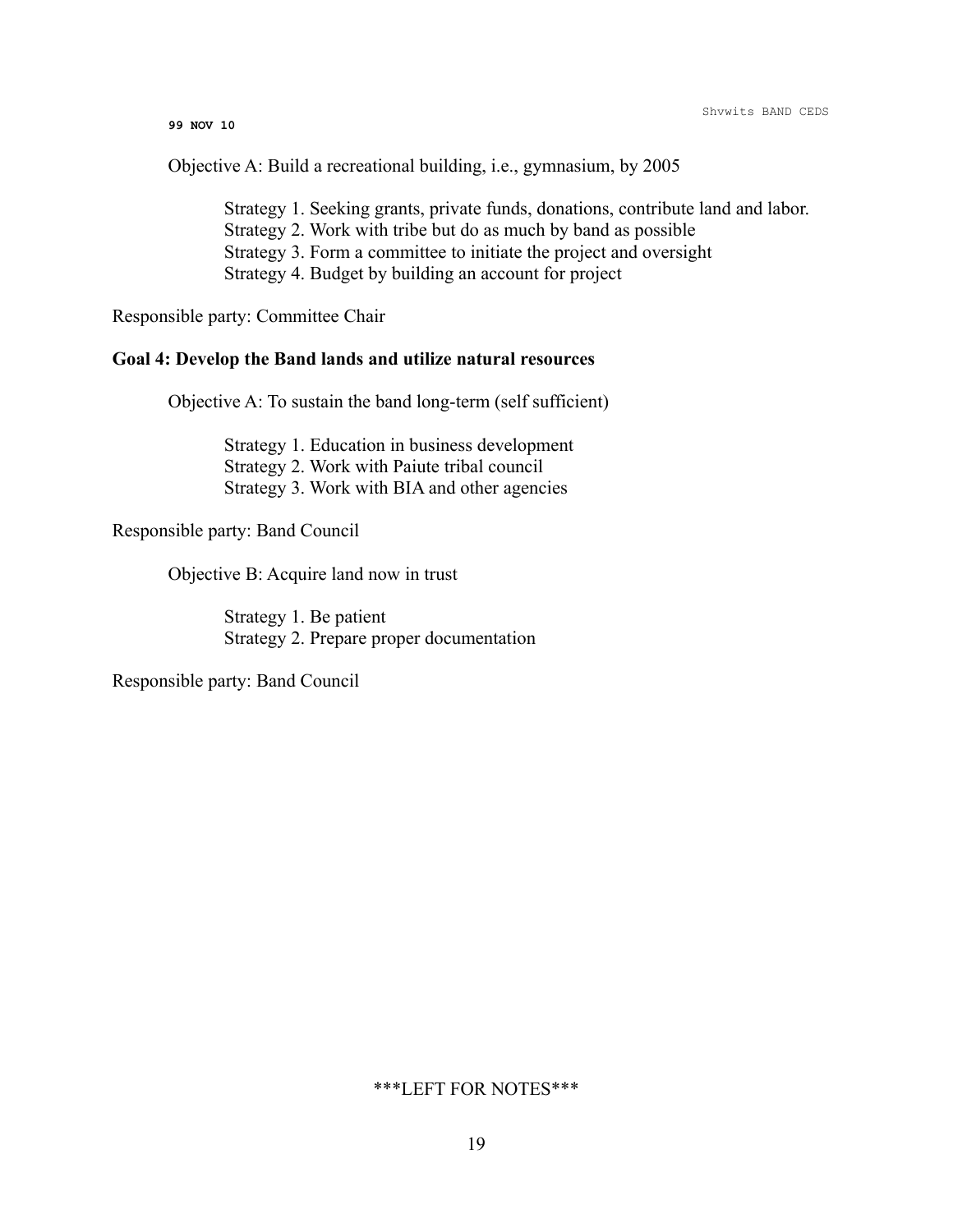Objective A: Build a recreational building, i.e., gymnasium, by 2005

Strategy 1. Seeking grants, private funds, donations, contribute land and labor.
Strategy 2. Work with tribe but do as much by band as possible
Strategy 3. Form a committee to initiate the project and oversight
Strategy 4. Budget by building an account for project

Responsible party: Committee Chair

**Goal 4: Develop the Band lands and utilize natural resources**

Objective A: To sustain the band long-term (self sufficient)

Strategy 1. Education in business development
Strategy 2. Work with Paiute tribal council
Strategy 3. Work with BIA and other agencies

Responsible party: Band Council

Objective B: Acquire land now in trust

Strategy 1. Be patient
Strategy 2. Prepare proper documentation

Responsible party: Band Council

***LEFT FOR NOTES***